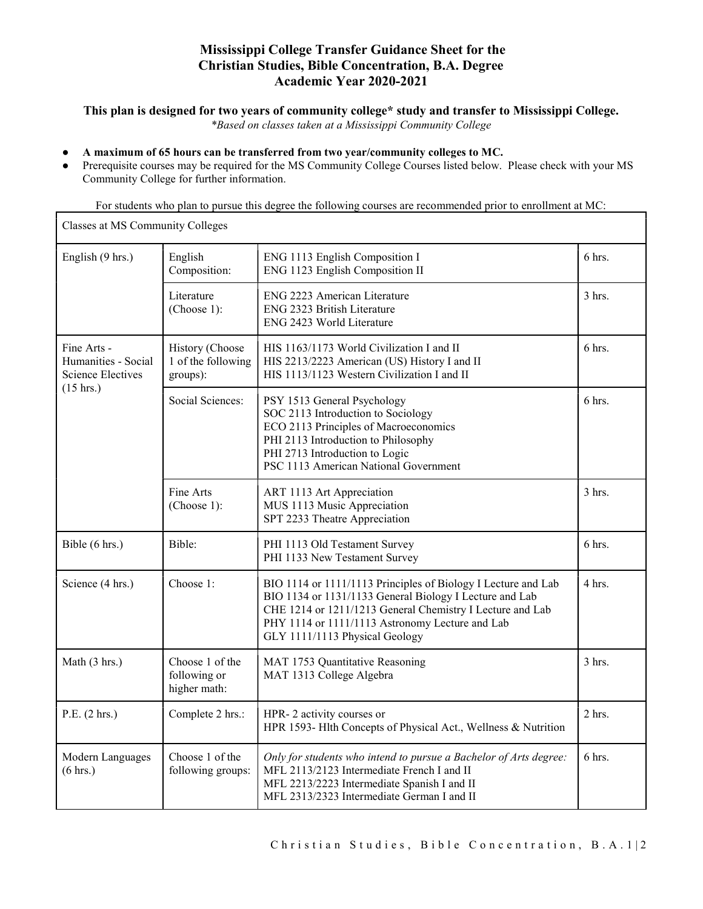# Mississippi College Transfer Guidance Sheet for the Christian Studies, Bible Concentration, B.A. Degree Academic Year 2020-2021

**This plan is designed for two years of community college\* study and transfer to Mississippi College.**

*\*Based on classes taken at a Mississippi Community College*

- **A maximum of 65 hours can be transferred from two year/community colleges to MC.**
- Prerequisite courses may be required for the MS Community College Courses listed below. Please check with your MS Community College for further information.

For students who plan to pursue this degree the following courses are recommended prior to enrollment at MC:

| Classes at MS Community Colleges | | | |
|---|---|---|---|
| English (9 hrs.) | English Composition: | ENG 1113 English Composition I<br>ENG 1123 English Composition II | 6 hrs. |
| | Literature (Choose 1): | ENG 2223 American Literature<br>ENG 2323 British Literature<br>ENG 2423 World Literature | 3 hrs. |
| Fine Arts - Humanities - Social Science Electives (15 hrs.) | History (Choose 1 of the following groups): | HIS 1163/1173 World Civilization I and II<br>HIS 2213/2223 American (US) History I and II<br>HIS 1113/1123 Western Civilization I and II | 6 hrs. |
| | Social Sciences: | PSY 1513 General Psychology<br>SOC 2113 Introduction to Sociology<br>ECO 2113 Principles of Macroeconomics<br>PHI 2113 Introduction to Philosophy<br>PHI 2713 Introduction to Logic<br>PSC 1113 American National Government | 6 hrs. |
| | Fine Arts (Choose 1): | ART 1113 Art Appreciation<br>MUS 1113 Music Appreciation<br>SPT 2233 Theatre Appreciation | 3 hrs. |
| Bible (6 hrs.) | Bible: | PHI 1113 Old Testament Survey<br>PHI 1133 New Testament Survey | 6 hrs. |
| Science (4 hrs.) | Choose 1: | BIO 1114 or 1111/1113 Principles of Biology I Lecture and Lab<br>BIO 1134 or 1131/1133 General Biology I Lecture and Lab<br>CHE 1214 or 1211/1213 General Chemistry I Lecture and Lab<br>PHY 1114 or 1111/1113 Astronomy Lecture and Lab<br>GLY 1111/1113 Physical Geology | 4 hrs. |
| Math (3 hrs.) | Choose 1 of the following or higher math: | MAT 1753 Quantitative Reasoning<br>MAT 1313 College Algebra | 3 hrs. |
| P.E. (2 hrs.) | Complete 2 hrs.: | HPR- 2 activity courses or<br>HPR 1593- Hlth Concepts of Physical Act., Wellness & Nutrition | 2 hrs. |
| Modern Languages (6 hrs.) | Choose 1 of the following groups: | *Only for students who intend to pursue a Bachelor of Arts degree:*<br>MFL 2113/2123 Intermediate French I and II<br>MFL 2213/2223 Intermediate Spanish I and II<br>MFL 2313/2323 Intermediate German I and II | 6 hrs. |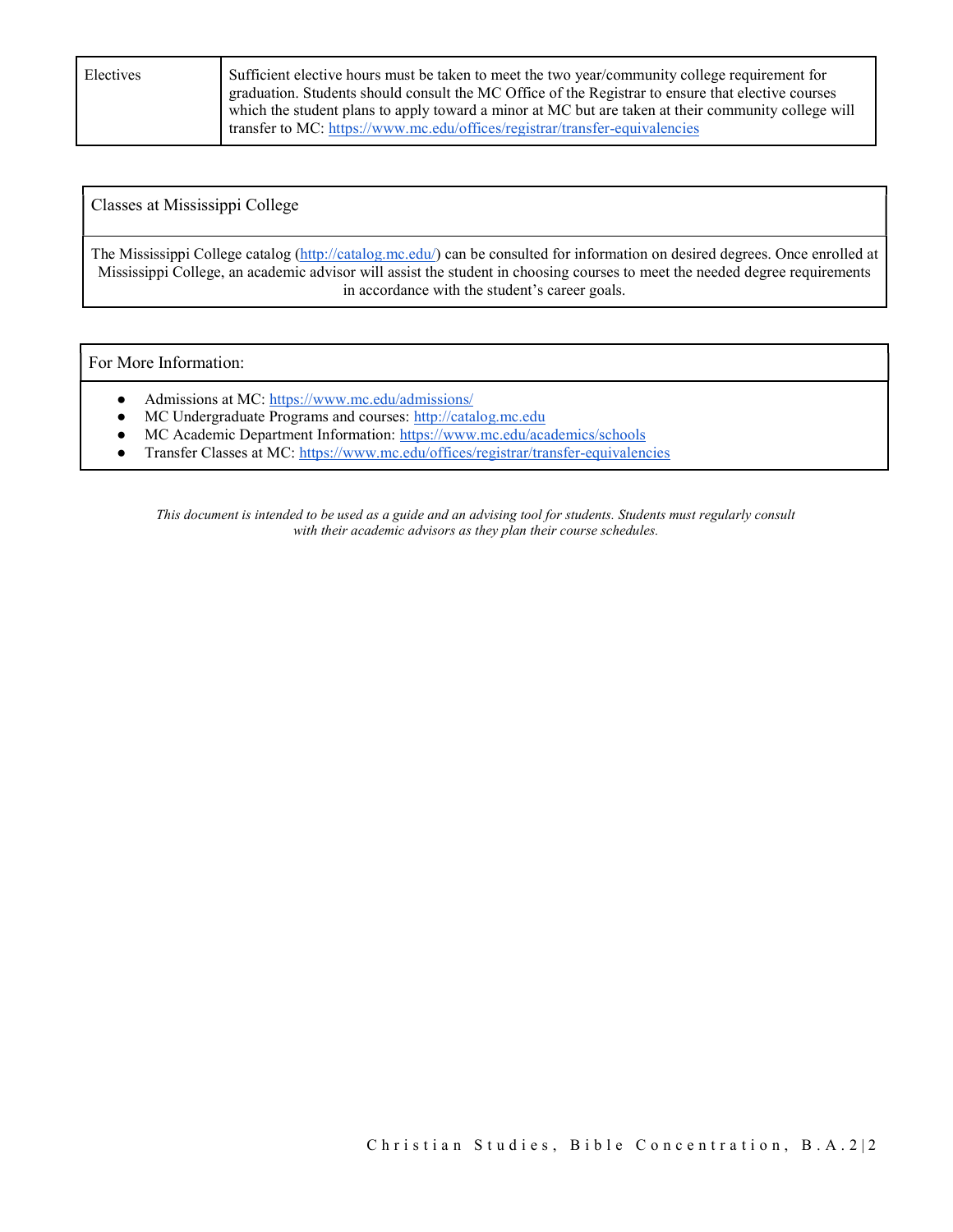| | |
|---|---|
| Electives | Sufficient elective hours must be taken to meet the two year/community college requirement for graduation. Students should consult the MC Office of the Registrar to ensure that elective courses which the student plans to apply toward a minor at MC but are taken at their community college will transfer to MC: https://www.mc.edu/offices/registrar/transfer-equivalencies |

## Classes at Mississippi College

The Mississippi College catalog (http://catalog.mc.edu/) can be consulted for information on desired degrees. Once enrolled at Mississippi College, an academic advisor will assist the student in choosing courses to meet the needed degree requirements in accordance with the student's career goals.

## For More Information:

- Admissions at MC: https://www.mc.edu/admissions/
- MC Undergraduate Programs and courses: http://catalog.mc.edu
- MC Academic Department Information: https://www.mc.edu/academics/schools
- Transfer Classes at MC: https://www.mc.edu/offices/registrar/transfer-equivalencies

*This document is intended to be used as a guide and an advising tool for students. Students must regularly consult with their academic advisors as they plan their course schedules.*